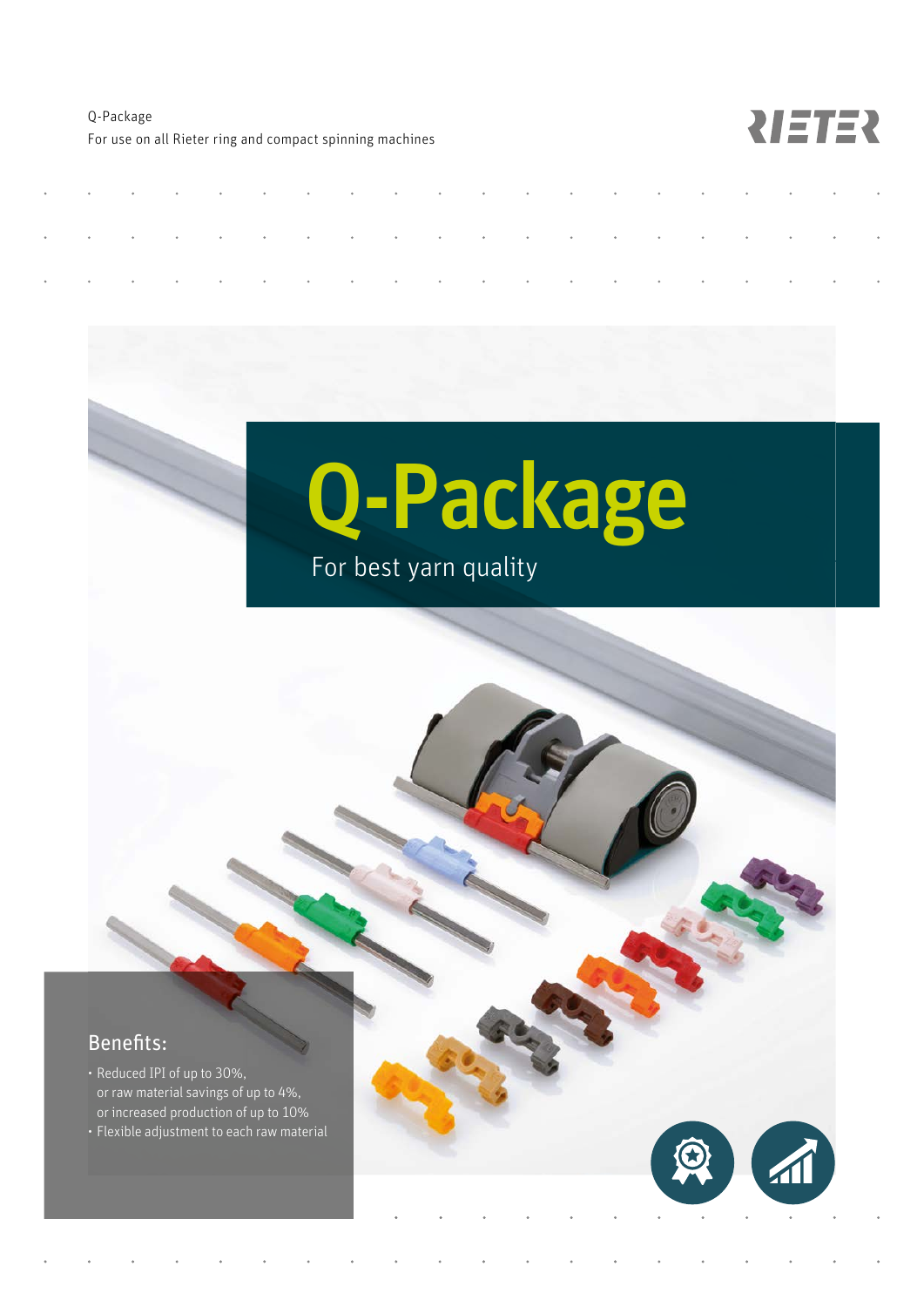Q-Package
For use on all Rieter ring and compact spinning machines

# Q-Package

For best yarn quality

## Benefits:

- Reduced IPI of up to 30%, or raw material savings of up to 4%, or increased production of up to 10%
- Flexible adjustment to each raw material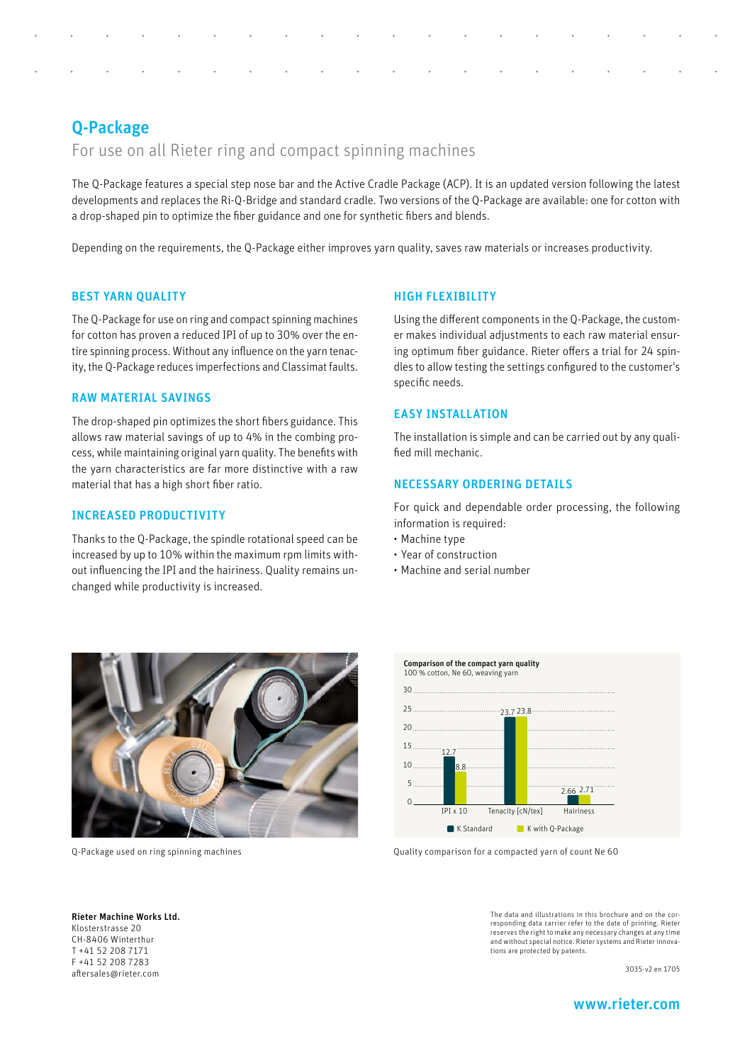# Q-Package

For use on all Rieter ring and compact spinning machines

The Q-Package features a special step nose bar and the Active Cradle Package (ACP). It is an updated version following the latest developments and replaces the Ri-Q-Bridge and standard cradle. Two versions of the Q-Package are available: one for cotton with a drop-shaped pin to optimize the fiber guidance and one for synthetic fibers and blends.

Depending on the requirements, the Q-Package either improves yarn quality, saves raw materials or increases productivity.

## BEST YARN QUALITY

The Q-Package for use on ring and compact spinning machines for cotton has proven a reduced IPI of up to 30% over the entire spinning process. Without any influence on the yarn tenacity, the Q-Package reduces imperfections and Classimat faults.

## RAW MATERIAL SAVINGS

The drop-shaped pin optimizes the short fibers guidance. This allows raw material savings of up to 4% in the combing process, while maintaining original yarn quality. The benefits with the yarn characteristics are far more distinctive with a raw material that has a high short fiber ratio.

## INCREASED PRODUCTIVITY

Thanks to the Q-Package, the spindle rotational speed can be increased by up to 10% within the maximum rpm limits without influencing the IPI and the hairiness. Quality remains unchanged while productivity is increased.

## HIGH FLEXIBILITY

Using the different components in the Q-Package, the customer makes individual adjustments to each raw material ensuring optimum fiber guidance. Rieter offers a trial for 24 spindles to allow testing the settings configured to the customer's specific needs.

## EASY INSTALLATION

The installation is simple and can be carried out by any qualified mill mechanic.

## NECESSARY ORDERING DETAILS

For quick and dependable order processing, the following information is required:

- Machine type
- Year of construction
- Machine and serial number

Q-Package used on ring spinning machines

**Comparison of the compact yarn quality**
100 % cotton, Ne 60, weaving yarn

30
25
20
15
10
5
0

12.7
8.8
23.7 23.8
2.66 2.71

IPI x 10
Tenacity [cN/tex]
Hairiness

K Standard
K with Q-Package

Quality comparison for a compacted yarn of count Ne 60

**Rieter Machine Works Ltd.**
Klosterstrasse 20
CH-8406 Winterthur
T +41 52 208 7171
F +41 52 208 7283
aftersales@rieter.com

The data and illustrations in this brochure and on the corresponding data carrier refer to the date of printing. Rieter reserves the right to make any necessary changes at any time and without special notice. Rieter systems and Rieter innovations are protected by patents.

3035-v2 en 1705

www.rieter.com